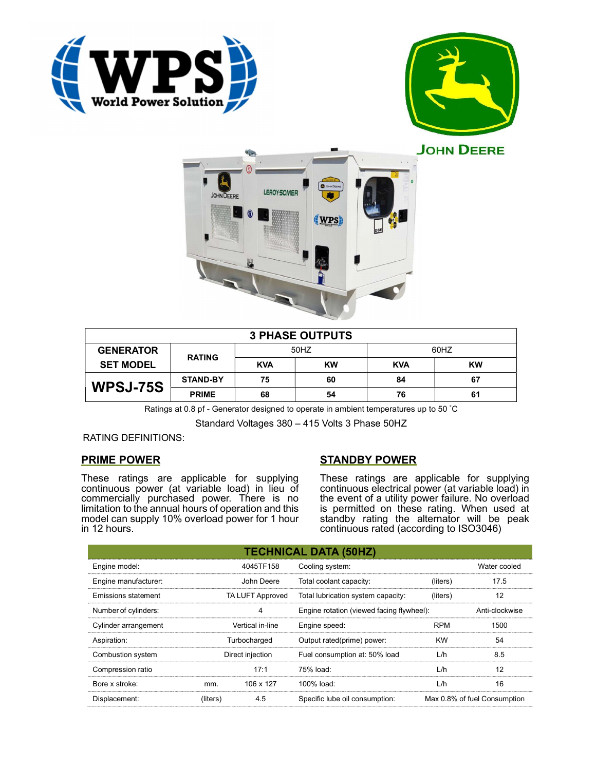# 3 PHASE OUTPUTS

| GENERATOR SET MODEL | RATING | 50HZ | | 60HZ | |
|---|---|---|---|---|---|
| | | KVA | KW | KVA | KW |
| WPSJ-75S | STAND-BY | 75 | 60 | 84 | 67 |
| | PRIME | 68 | 54 | 76 | 61 |

Ratings at 0.8 pf - Generator designed to operate in ambient temperatures up to 50 ˚C

Standard Voltages 380 – 415 Volts 3 Phase 50HZ

RATING DEFINITIONS:

## PRIME POWER

These ratings are applicable for supplying continuous power (at variable load) in lieu of commercially purchased power. There is no limitation to the annual hours of operation and this model can supply 10% overload power for 1 hour in 12 hours.

## STANDBY POWER

These ratings are applicable for supplying continuous electrical power (at variable load) in the event of a utility power failure. No overload is permitted on these rating. When used at standby rating the alternator will be peak continuous rated (according to ISO3046)

## TECHNICAL DATA (50HZ)

| | | | | | |
|---|---|---|---|---|---|
| Engine model: | | 4045TF158 | Cooling system: | | Water cooled |
| Engine manufacturer: | | John Deere | Total coolant capacity: | (liters) | 17.5 |
| Emissions statement | | TA LUFT Approved | Total lubrication system capacity: | (liters) | 12 |
| Number of cylinders: | | 4 | Engine rotation (viewed facing flywheel): | | Anti-clockwise |
| Cylinder arrangement | | Vertical in-line | Engine speed: | RPM | 1500 |
| Aspiration: | | Turbocharged | Output rated(prime) power: | KW | 54 |
| Combustion system | | Direct injection | Fuel consumption at: 50% load | L/h | 8.5 |
| Compression ratio | | 17:1 | 75% load: | L/h | 12 |
| Bore x stroke: | mm. | 106 x 127 | 100% load: | L/h | 16 |
| Displacement: | (liters) | 4.5 | Specific lube oil consumption: | | Max 0.8% of fuel Consumption |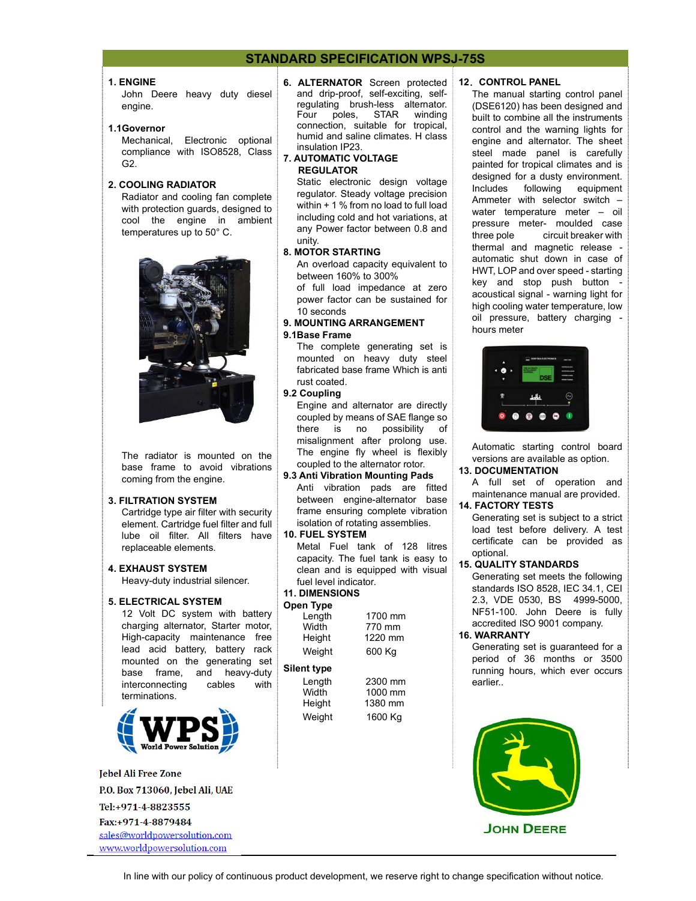# STANDARD SPECIFICATION WPSJ-75S

### 1. ENGINE

John Deere heavy duty diesel engine.

### 1.1Governor

Mechanical, Electronic optional compliance with ISO8528, Class G2.

### 2. COOLING RADIATOR

Radiator and cooling fan complete with protection guards, designed to cool the engine in ambient temperatures up to 50° C.

The radiator is mounted on the base frame to avoid vibrations coming from the engine.

### 3. FILTRATION SYSTEM

Cartridge type air filter with security element. Cartridge fuel filter and full lube oil filter. All filters have replaceable elements.

### 4. EXHAUST SYSTEM

Heavy-duty industrial silencer.

### 5. ELECTRICAL SYSTEM

12 Volt DC system with battery charging alternator, Starter motor, High-capacity maintenance free lead acid battery, battery rack mounted on the generating set base frame, and heavy-duty interconnecting cables with terminations.

Jebel Ali Free Zone
P.O. Box 713060, Jebel Ali, UAE
Tel:+971-4-8823555
Fax:+971-4-8879484
sales@worldpowersolution.com
www.worldpowersolution.com

### 6. ALTERNATOR

Screen protected and drip-proof, self-exciting, self-regulating brush-less alternator. Four poles, STAR winding connection, suitable for tropical, humid and saline climates. H class insulation IP23.

### 7. AUTOMATIC VOLTAGE REGULATOR

Static electronic design voltage regulator. Steady voltage precision within + 1 % from no load to full load including cold and hot variations, at any Power factor between 0.8 and unity.

### 8. MOTOR STARTING

An overload capacity equivalent to between 160% to 300% of full load impedance at zero power factor can be sustained for 10 seconds

### 9. MOUNTING ARRANGEMENT

### 9.1Base Frame

The complete generating set is mounted on heavy duty steel fabricated base frame Which is anti rust coated.

### 9.2 Coupling

Engine and alternator are directly coupled by means of SAE flange so there is no possibility of misalignment after prolong use. The engine fly wheel is flexibly coupled to the alternator rotor.

### 9.3 Anti Vibration Mounting Pads

Anti vibration pads are fitted between engine-alternator base frame ensuring complete vibration isolation of rotating assemblies.

### 10. FUEL SYSTEM

Metal Fuel tank of 128 litres capacity. The fuel tank is easy to clean and is equipped with visual fuel level indicator.

### 11. DIMENSIONS

**Open Type**

| | |
|---|---|
| Length | 1700 mm |
| Width | 770 mm |
| Height | 1220 mm |
| Weight | 600 Kg |

**Silent type**

| | |
|---|---|
| Length | 2300 mm |
| Width | 1000 mm |
| Height | 1380 mm |
| Weight | 1600 Kg |

### 12. CONTROL PANEL

The manual starting control panel (DSE6120) has been designed and built to combine all the instruments control and the warning lights for engine and alternator. The sheet steel made panel is carefully painted for tropical climates and is designed for a dusty environment. Includes following equipment Ammeter with selector switch – water temperature meter – oil pressure meter- moulded case three pole circuit breaker with thermal and magnetic release - automatic shut down in case of HWT, LOP and over speed - starting key and stop push button - acoustical signal - warning light for high cooling water temperature, low oil pressure, battery charging - hours meter

Automatic starting control board versions are available as option.

### 13. DOCUMENTATION

A full set of operation and maintenance manual are provided.

### 14. FACTORY TESTS

Generating set is subject to a strict load test before delivery. A test certificate can be provided as optional.

### 15. QUALITY STANDARDS

Generating set meets the following standards ISO 8528, IEC 34.1, CEI 2.3, VDE 0530, BS 4999-5000, NF51-100. John Deere is fully accredited ISO 9001 company.

### 16. WARRANTY

Generating set is guaranteed for a period of 36 months or 3500 running hours, which ever occurs earlier..

In line with our policy of continuous product development, we reserve right to change specification without notice.